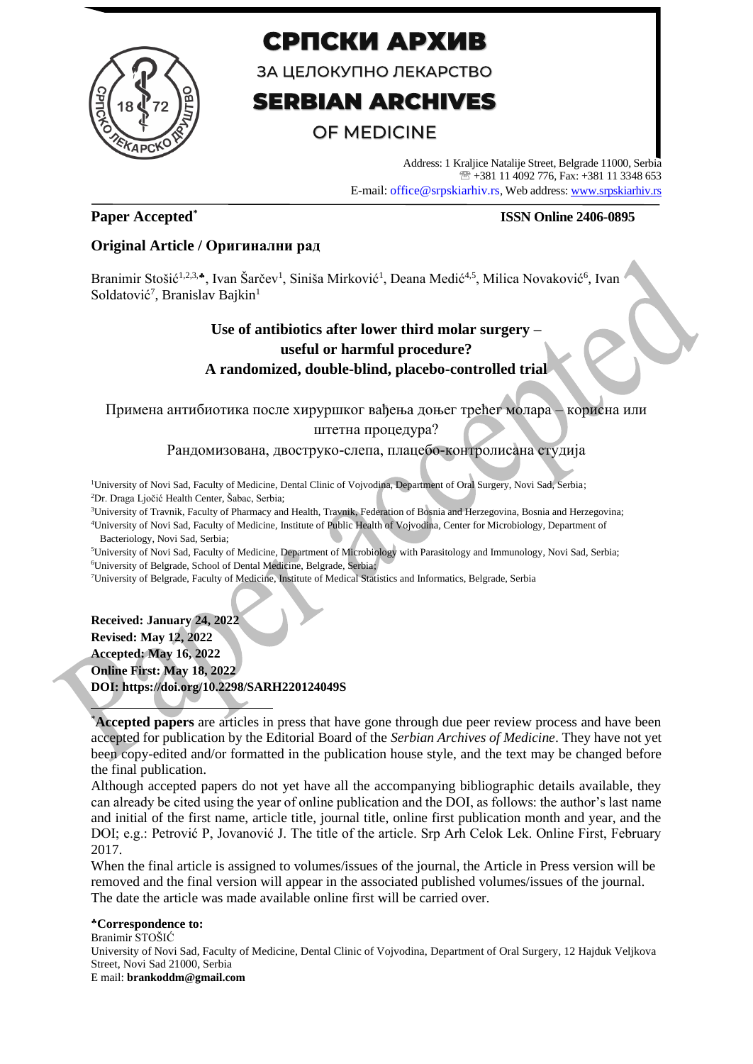# СРПСКИ АРХИВ

ЗА ЦЕЛОКУПНО ЛЕКАРСТВО

# SERBIAN ARCHIVES

OF MEDICINE

Address: 1 Kraljice Natalije Street, Belgrade 11000, Serbia
☏ +381 11 4092 776, Fax: +381 11 3348 653
E-mail: office@srpskiarhiv.rs, Web address: www.srpskiarhiv.rs

**Paper Accepted***

**ISSN Online 2406-0895**

**Original Article / Оригинални рад**

Branimir Stošić[1,2,3,♣], Ivan Šarčev[1], Siniša Mirković[1], Deana Medić[4,5], Milica Novaković[6], Ivan Soldatović[7], Branislav Bajkin[1]

## Use of antibiotics after lower third molar surgery – useful or harmful procedure? A randomized, double-blind, placebo-controlled trial

Примена антибиотика после хируршког вађења доњег трећег молара – корисна или штетна процедура?

Рандомизована, двоструко-слепа, плацебо-контролисана студија

[1]University of Novi Sad, Faculty of Medicine, Dental Clinic of Vojvodina, Department of Oral Surgery, Novi Sad, Serbia;
[2]Dr. Draga Ljočić Health Center, Šabac, Serbia;
[3]University of Travnik, Faculty of Pharmacy and Health, Travnik, Federation of Bosnia and Herzegovina, Bosnia and Herzegovina;
[4]University of Novi Sad, Faculty of Medicine, Institute of Public Health of Vojvodina, Center for Microbiology, Department of Bacteriology, Novi Sad, Serbia;
[5]University of Novi Sad, Faculty of Medicine, Department of Microbiology with Parasitology and Immunology, Novi Sad, Serbia;
[6]University of Belgrade, School of Dental Medicine, Belgrade, Serbia;
[7]University of Belgrade, Faculty of Medicine, Institute of Medical Statistics and Informatics, Belgrade, Serbia

**Received: January 24, 2022**
**Revised: May 12, 2022**
**Accepted: May 16, 2022**
**Online First: May 18, 2022**
**DOI: https://doi.org/10.2298/SARH220124049S**

*__Accepted papers__ are articles in press that have gone through due peer review process and have been accepted for publication by the Editorial Board of the *Serbian Archives of Medicine*. They have not yet been copy-edited and/or formatted in the publication house style, and the text may be changed before the final publication.

Although accepted papers do not yet have all the accompanying bibliographic details available, they can already be cited using the year of online publication and the DOI, as follows: the author's last name and initial of the first name, article title, journal title, online first publication month and year, and the DOI; e.g.: Petrović P, Jovanović J. The title of the article. Srp Arh Celok Lek. Online First, February 2017.

When the final article is assigned to volumes/issues of the journal, the Article in Press version will be removed and the final version will appear in the associated published volumes/issues of the journal. The date the article was made available online first will be carried over.

**♣Correspondence to:**
Branimir STOŠIĆ
University of Novi Sad, Faculty of Medicine, Dental Clinic of Vojvodina, Department of Oral Surgery, 12 Hajduk Veljkova Street, Novi Sad 21000, Serbia
E mail: **brankoddm@gmail.com**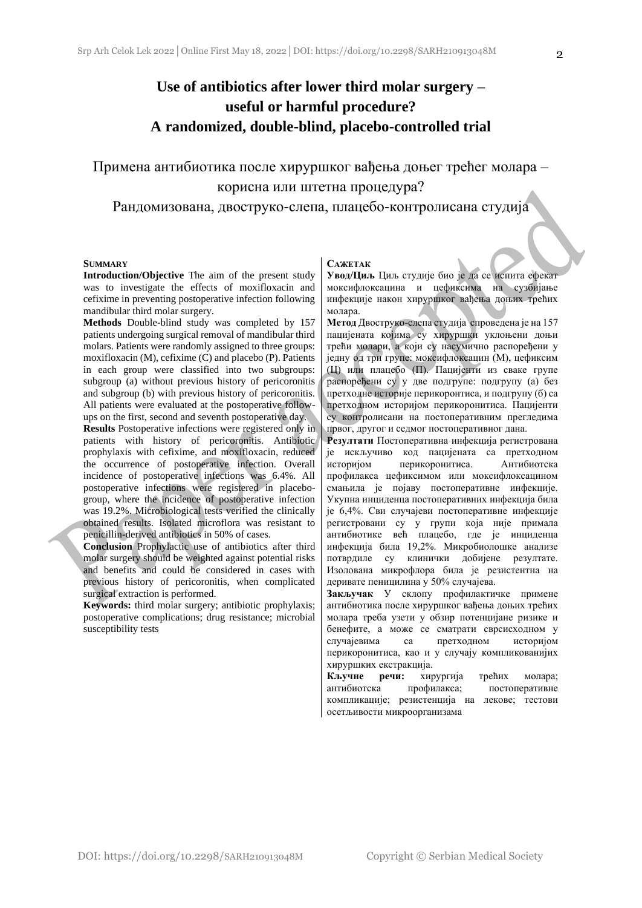# Use of antibiotics after lower third molar surgery – useful or harmful procedure? A randomized, double-blind, placebo-controlled trial

# Примена антибиотика после хируршког вађења доњег трећег молара – корисна или штетна процедура? Рандомизована, двоструко-слепа, плацебо-контролисана студија

## SUMMARY

**Introduction/Objective** The aim of the present study was to investigate the effects of moxifloxacin and cefixime in preventing postoperative infection following mandibular third molar surgery.

**Methods** Double-blind study was completed by 157 patients undergoing surgical removal of mandibular third molars. Patients were randomly assigned to three groups: moxifloxacin (M), cefixime (C) and placebo (P). Patients in each group were classified into two subgroups: subgroup (a) without previous history of pericoronitis and subgroup (b) with previous history of pericoronitis. All patients were evaluated at the postoperative follow-ups on the first, second and seventh postoperative day.

**Results** Postoperative infections were registered only in patients with history of pericoronitis. Antibiotic prophylaxis with cefixime, and moxifloxacin, reduced the occurrence of postoperative infection. Overall incidence of postoperative infections was 6.4%. All postoperative infections were registered in placebo-group, where the incidence of postoperative infection was 19.2%. Microbiological tests verified the clinically obtained results. Isolated microflora was resistant to penicillin-derived antibiotics in 50% of cases.

**Conclusion** Prophylactic use of antibiotics after third molar surgery should be weighted against potential risks and benefits and could be considered in cases with previous history of pericoronitis, when complicated surgical extraction is performed.

**Keywords:** third molar surgery; antibiotic prophylaxis; postoperative complications; drug resistance; microbial susceptibility tests

## САЖЕТАК

**Увод/Циљ** Циљ студије био је да се испита ефекат моксифлоксацина и цефиксима на сузбијање инфекције након хируршког вађења доњих трећих молара.

**Метод** Двоструко-слепа студија спроведена је на 157 пацијената којима су хируршки уклоњени доњи трећи молари, а који су насумично распоређени у једну од три групе: моксифлоксацин (М), цефиксим (Ц) или плацебо (П). Пацијенти из сваке групе распоређени су у две подгрупе: подгрупу (а) без претходне историје перикоронтиса, и подгрупу (б) са претходном историјом перикоронитиса. Пацијенти су контролисани на постоперативним прегледима првог, другог и седмог постоперативног дана.

**Резултати** Постоперативна инфекција регистрована је искључиво код пацијената са претходном историјом перикоронитиса. Антибиотска профилакса цефиксимом или моксифлоксацином смањила је појаву постоперативне инфекције. Укупна инциденца постоперативних инфекција била је 6,4%. Сви случајеви постоперативне инфекције регистровани су у групи која није примала антибиотике већ плацебо, где је инциденца инфекција била 19,2%. Микробиолошке анализе потврдиле су клинички добијене резултате. Изолована микрофлора била је резистентна на деривате пеницилина у 50% случајева.

**Закључак** У склопу профилактичке примене антибиотика после хируршког вађења доњих трећих молара треба узети у обзир потенцијалне ризике и бенефите, а може се сматрати сврсисходном у случајевима са претходном историјом перикоронитиса, као и у случају компликованијих хируршких екстракција.

**Кључне речи:** хирургија трећих молара; антибиотска профилакса; постоперативне компликације; резистенција на лекове; тестови осетљивости микроорганизама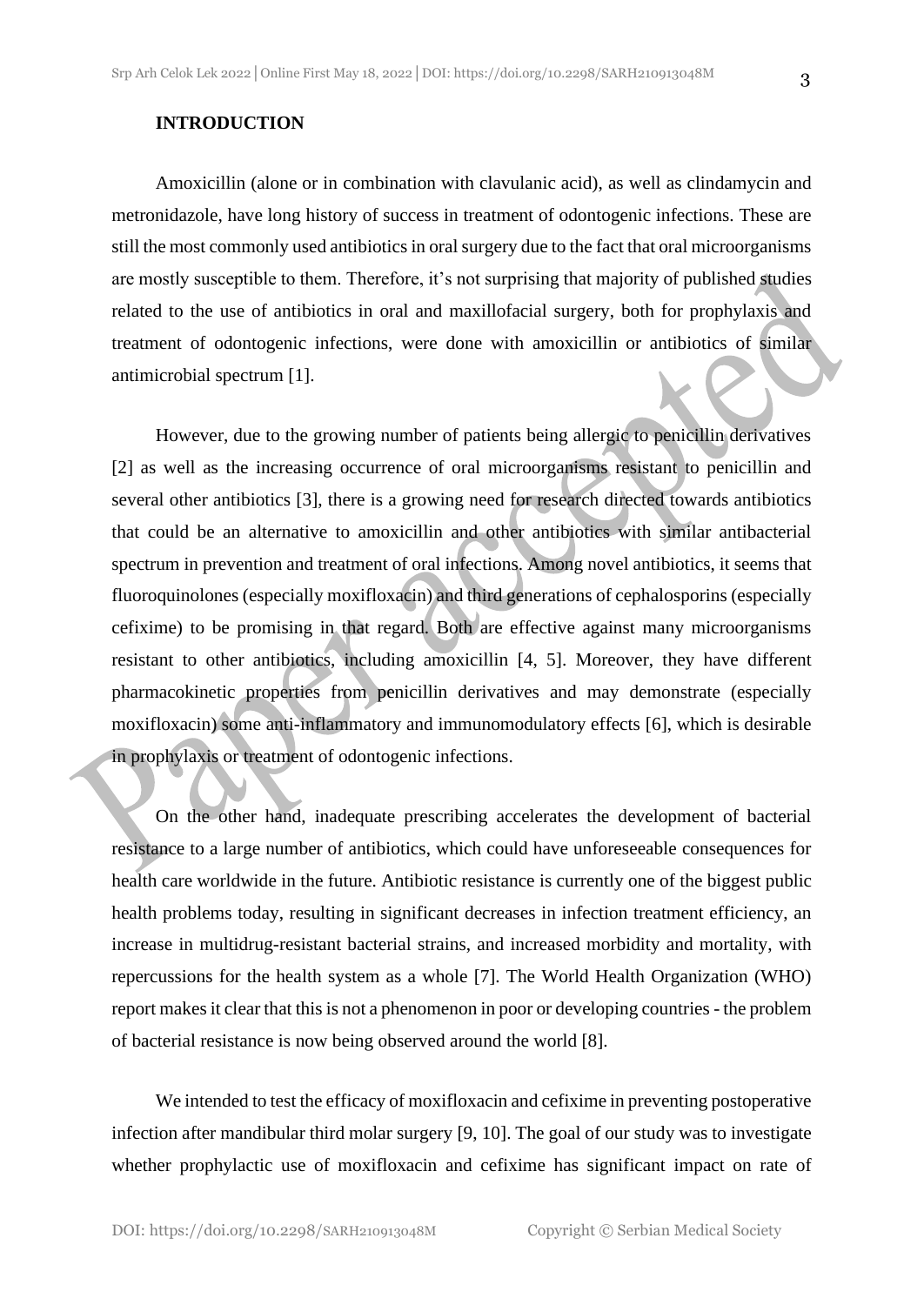## INTRODUCTION

Amoxicillin (alone or in combination with clavulanic acid), as well as clindamycin and metronidazole, have long history of success in treatment of odontogenic infections. These are still the most commonly used antibiotics in oral surgery due to the fact that oral microorganisms are mostly susceptible to them. Therefore, it's not surprising that majority of published studies related to the use of antibiotics in oral and maxillofacial surgery, both for prophylaxis and treatment of odontogenic infections, were done with amoxicillin or antibiotics of similar antimicrobial spectrum [1].

However, due to the growing number of patients being allergic to penicillin derivatives [2] as well as the increasing occurrence of oral microorganisms resistant to penicillin and several other antibiotics [3], there is a growing need for research directed towards antibiotics that could be an alternative to amoxicillin and other antibiotics with similar antibacterial spectrum in prevention and treatment of oral infections. Among novel antibiotics, it seems that fluoroquinolones (especially moxifloxacin) and third generations of cephalosporins (especially cefixime) to be promising in that regard. Both are effective against many microorganisms resistant to other antibiotics, including amoxicillin [4, 5]. Moreover, they have different pharmacokinetic properties from penicillin derivatives and may demonstrate (especially moxifloxacin) some anti-inflammatory and immunomodulatory effects [6], which is desirable in prophylaxis or treatment of odontogenic infections.

On the other hand, inadequate prescribing accelerates the development of bacterial resistance to a large number of antibiotics, which could have unforeseeable consequences for health care worldwide in the future. Antibiotic resistance is currently one of the biggest public health problems today, resulting in significant decreases in infection treatment efficiency, an increase in multidrug-resistant bacterial strains, and increased morbidity and mortality, with repercussions for the health system as a whole [7]. The World Health Organization (WHO) report makes it clear that this is not a phenomenon in poor or developing countries - the problem of bacterial resistance is now being observed around the world [8].

We intended to test the efficacy of moxifloxacin and cefixime in preventing postoperative infection after mandibular third molar surgery [9, 10]. The goal of our study was to investigate whether prophylactic use of moxifloxacin and cefixime has significant impact on rate of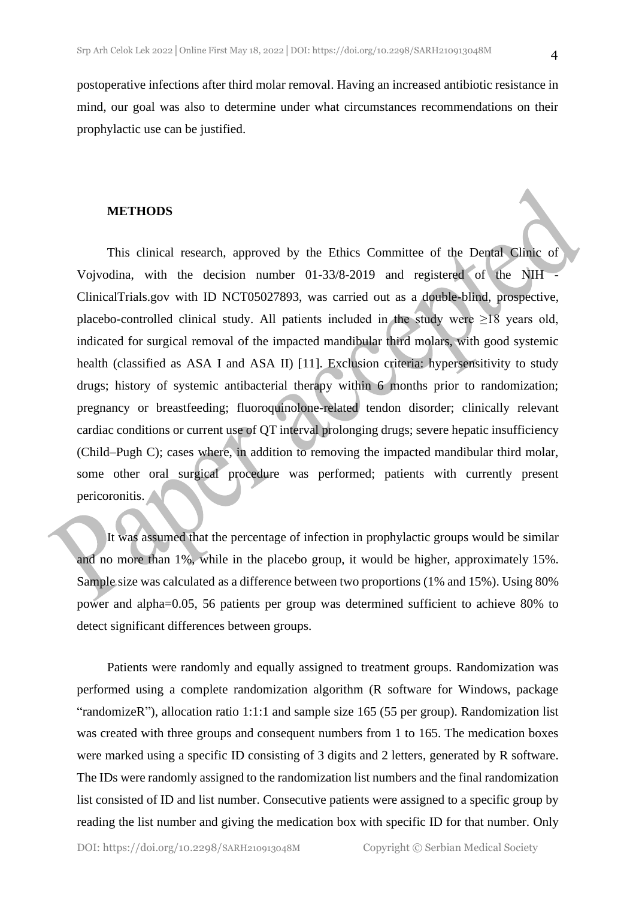postoperative infections after third molar removal. Having an increased antibiotic resistance in mind, our goal was also to determine under what circumstances recommendations on their prophylactic use can be justified.

## METHODS

This clinical research, approved by the Ethics Committee of the Dental Clinic of Vojvodina, with the decision number 01-33/8-2019 and registered of the NIH - ClinicalTrials.gov with ID NCT05027893, was carried out as a double-blind, prospective, placebo-controlled clinical study. All patients included in the study were ≥18 years old, indicated for surgical removal of the impacted mandibular third molars, with good systemic health (classified as ASA I and ASA II) [11]. Exclusion criteria: hypersensitivity to study drugs; history of systemic antibacterial therapy within 6 months prior to randomization; pregnancy or breastfeeding; fluoroquinolone-related tendon disorder; clinically relevant cardiac conditions or current use of QT interval prolonging drugs; severe hepatic insufficiency (Child–Pugh C); cases where, in addition to removing the impacted mandibular third molar, some other oral surgical procedure was performed; patients with currently present pericoronitis.

It was assumed that the percentage of infection in prophylactic groups would be similar and no more than 1%, while in the placebo group, it would be higher, approximately 15%. Sample size was calculated as a difference between two proportions (1% and 15%). Using 80% power and alpha=0.05, 56 patients per group was determined sufficient to achieve 80% to detect significant differences between groups.

Patients were randomly and equally assigned to treatment groups. Randomization was performed using a complete randomization algorithm (R software for Windows, package "randomizeR"), allocation ratio 1:1:1 and sample size 165 (55 per group). Randomization list was created with three groups and consequent numbers from 1 to 165. The medication boxes were marked using a specific ID consisting of 3 digits and 2 letters, generated by R software. The IDs were randomly assigned to the randomization list numbers and the final randomization list consisted of ID and list number. Consecutive patients were assigned to a specific group by reading the list number and giving the medication box with specific ID for that number. Only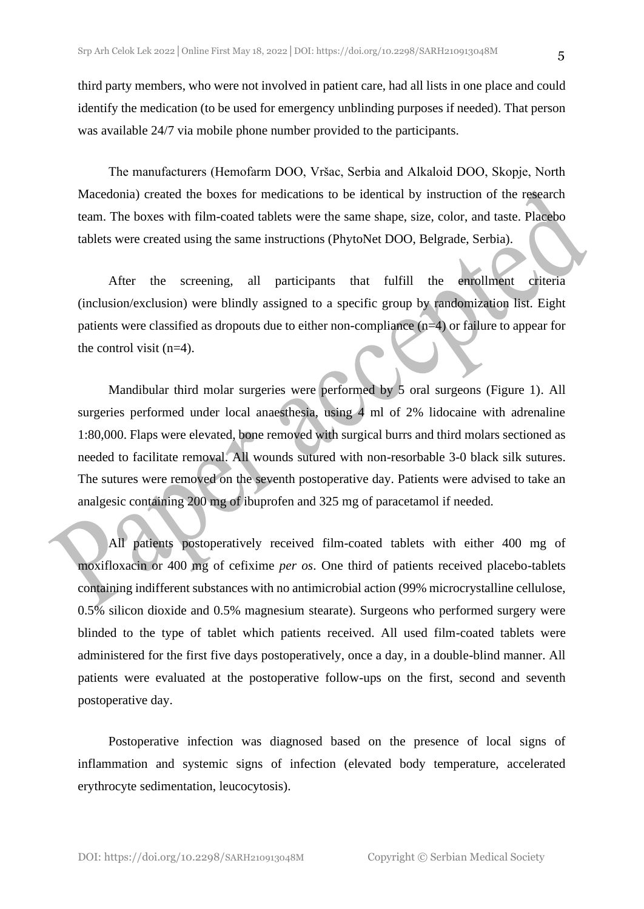third party members, who were not involved in patient care, had all lists in one place and could identify the medication (to be used for emergency unblinding purposes if needed). That person was available 24/7 via mobile phone number provided to the participants.

The manufacturers (Hemofarm DOO, Vršac, Serbia and Alkaloid DOO, Skopje, North Macedonia) created the boxes for medications to be identical by instruction of the research team. The boxes with film-coated tablets were the same shape, size, color, and taste. Placebo tablets were created using the same instructions (PhytoNet DOO, Belgrade, Serbia).

After the screening, all participants that fulfill the enrollment criteria (inclusion/exclusion) were blindly assigned to a specific group by randomization list. Eight patients were classified as dropouts due to either non-compliance (n=4) or failure to appear for the control visit (n=4).

Mandibular third molar surgeries were performed by 5 oral surgeons (Figure 1). All surgeries performed under local anaesthesia, using 4 ml of 2% lidocaine with adrenaline 1:80,000. Flaps were elevated, bone removed with surgical burrs and third molars sectioned as needed to facilitate removal. All wounds sutured with non-resorbable 3-0 black silk sutures. The sutures were removed on the seventh postoperative day. Patients were advised to take an analgesic containing 200 mg of ibuprofen and 325 mg of paracetamol if needed.

All patients postoperatively received film-coated tablets with either 400 mg of moxifloxacin or 400 mg of cefixime *per os*. One third of patients received placebo-tablets containing indifferent substances with no antimicrobial action (99% microcrystalline cellulose, 0.5% silicon dioxide and 0.5% magnesium stearate). Surgeons who performed surgery were blinded to the type of tablet which patients received. All used film-coated tablets were administered for the first five days postoperatively, once a day, in a double-blind manner. All patients were evaluated at the postoperative follow-ups on the first, second and seventh postoperative day.

Postoperative infection was diagnosed based on the presence of local signs of inflammation and systemic signs of infection (elevated body temperature, accelerated erythrocyte sedimentation, leucocytosis).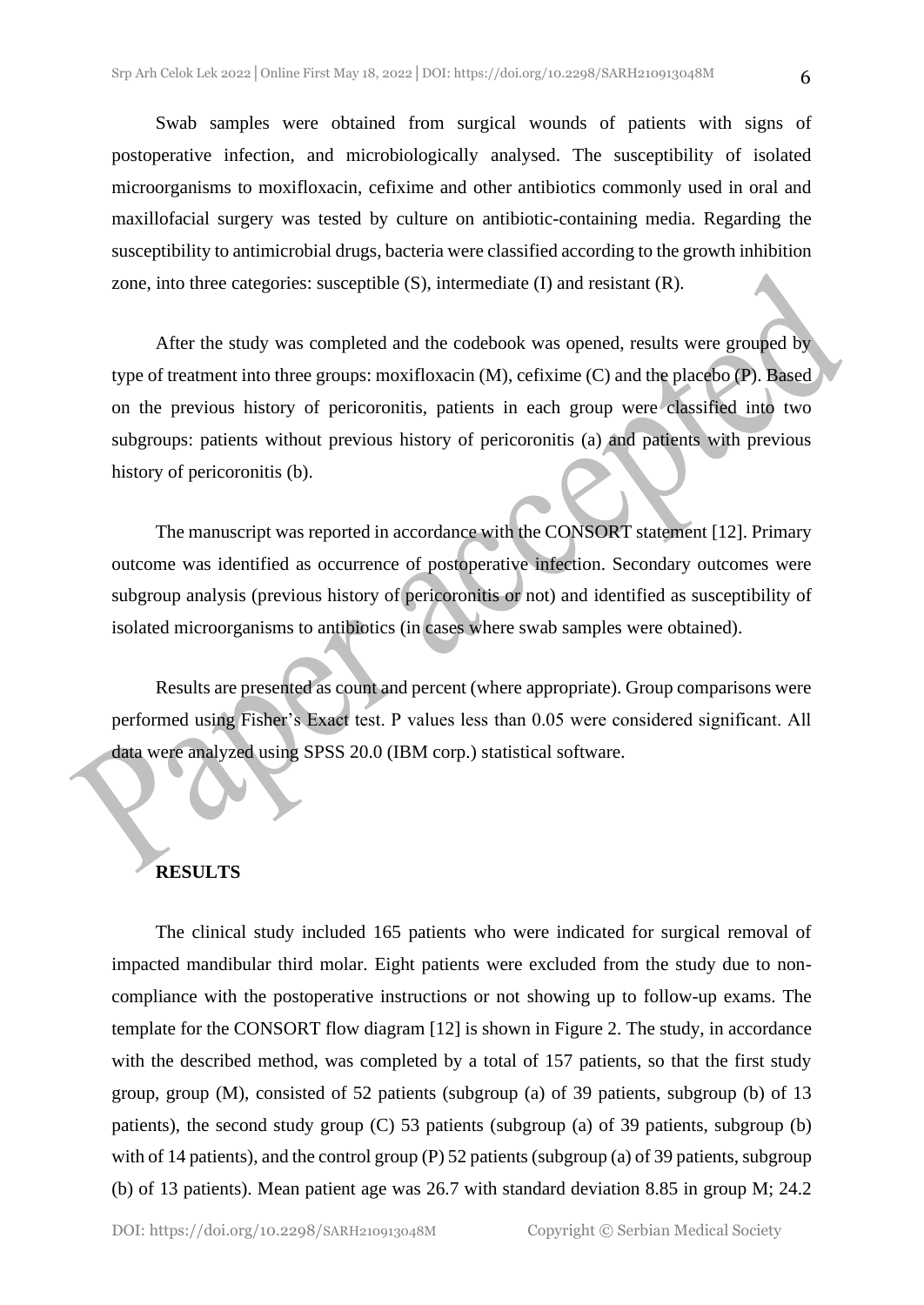Swab samples were obtained from surgical wounds of patients with signs of postoperative infection, and microbiologically analysed. The susceptibility of isolated microorganisms to moxifloxacin, cefixime and other antibiotics commonly used in oral and maxillofacial surgery was tested by culture on antibiotic-containing media. Regarding the susceptibility to antimicrobial drugs, bacteria were classified according to the growth inhibition zone, into three categories: susceptible (S), intermediate (I) and resistant (R).

After the study was completed and the codebook was opened, results were grouped by type of treatment into three groups: moxifloxacin (M), cefixime (C) and the placebo (P). Based on the previous history of pericoronitis, patients in each group were classified into two subgroups: patients without previous history of pericoronitis (a) and patients with previous history of pericoronitis (b).

The manuscript was reported in accordance with the CONSORT statement [12]. Primary outcome was identified as occurrence of postoperative infection. Secondary outcomes were subgroup analysis (previous history of pericoronitis or not) and identified as susceptibility of isolated microorganisms to antibiotics (in cases where swab samples were obtained).

Results are presented as count and percent (where appropriate). Group comparisons were performed using Fisher's Exact test. P values less than 0.05 were considered significant. All data were analyzed using SPSS 20.0 (IBM corp.) statistical software.

## RESULTS

The clinical study included 165 patients who were indicated for surgical removal of impacted mandibular third molar. Eight patients were excluded from the study due to non-compliance with the postoperative instructions or not showing up to follow-up exams. The template for the CONSORT flow diagram [12] is shown in Figure 2. The study, in accordance with the described method, was completed by a total of 157 patients, so that the first study group, group (M), consisted of 52 patients (subgroup (a) of 39 patients, subgroup (b) of 13 patients), the second study group (C) 53 patients (subgroup (a) of 39 patients, subgroup (b) with of 14 patients), and the control group (P) 52 patients (subgroup (a) of 39 patients, subgroup (b) of 13 patients). Mean patient age was 26.7 with standard deviation 8.85 in group M; 24.2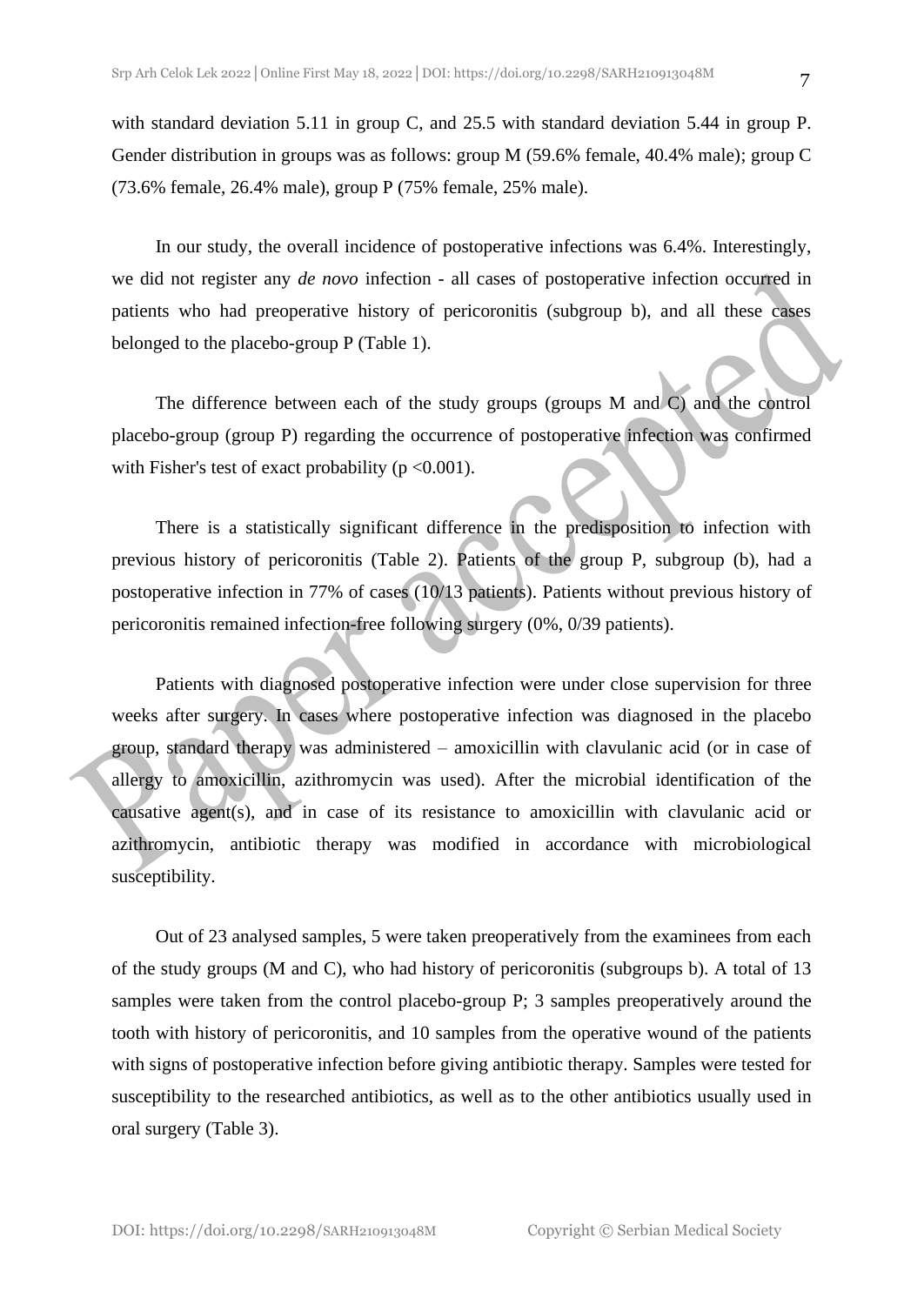with standard deviation 5.11 in group C, and 25.5 with standard deviation 5.44 in group P. Gender distribution in groups was as follows: group M (59.6% female, 40.4% male); group C (73.6% female, 26.4% male), group P (75% female, 25% male).

In our study, the overall incidence of postoperative infections was 6.4%. Interestingly, we did not register any *de novo* infection - all cases of postoperative infection occurred in patients who had preoperative history of pericoronitis (subgroup b), and all these cases belonged to the placebo-group P (Table 1).

The difference between each of the study groups (groups M and C) and the control placebo-group (group P) regarding the occurrence of postoperative infection was confirmed with Fisher's test of exact probability ($p < 0.001$).

There is a statistically significant difference in the predisposition to infection with previous history of pericoronitis (Table 2). Patients of the group P, subgroup (b), had a postoperative infection in 77% of cases (10/13 patients). Patients without previous history of pericoronitis remained infection-free following surgery (0%, 0/39 patients).

Patients with diagnosed postoperative infection were under close supervision for three weeks after surgery. In cases where postoperative infection was diagnosed in the placebo group, standard therapy was administered – amoxicillin with clavulanic acid (or in case of allergy to amoxicillin, azithromycin was used). After the microbial identification of the causative agent(s), and in case of its resistance to amoxicillin with clavulanic acid or azithromycin, antibiotic therapy was modified in accordance with microbiological susceptibility.

Out of 23 analysed samples, 5 were taken preoperatively from the examinees from each of the study groups (M and C), who had history of pericoronitis (subgroups b). A total of 13 samples were taken from the control placebo-group P; 3 samples preoperatively around the tooth with history of pericoronitis, and 10 samples from the operative wound of the patients with signs of postoperative infection before giving antibiotic therapy. Samples were tested for susceptibility to the researched antibiotics, as well as to the other antibiotics usually used in oral surgery (Table 3).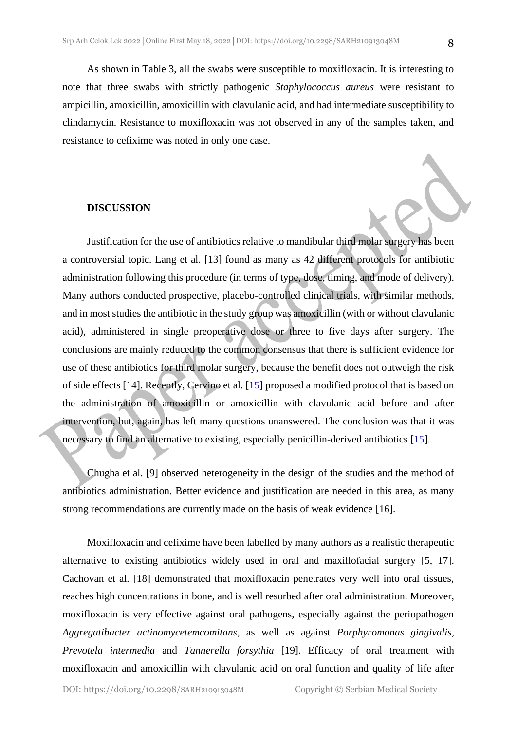As shown in Table 3, all the swabs were susceptible to moxifloxacin. It is interesting to note that three swabs with strictly pathogenic *Staphylococcus aureus* were resistant to ampicillin, amoxicillin, amoxicillin with clavulanic acid, and had intermediate susceptibility to clindamycin. Resistance to moxifloxacin was not observed in any of the samples taken, and resistance to cefixime was noted in only one case.

## DISCUSSION

Justification for the use of antibiotics relative to mandibular third molar surgery has been a controversial topic. Lang et al. [13] found as many as 42 different protocols for antibiotic administration following this procedure (in terms of type, dose, timing, and mode of delivery). Many authors conducted prospective, placebo-controlled clinical trials, with similar methods, and in most studies the antibiotic in the study group was amoxicillin (with or without clavulanic acid), administered in single preoperative dose or three to five days after surgery. The conclusions are mainly reduced to the common consensus that there is sufficient evidence for use of these antibiotics for third molar surgery, because the benefit does not outweigh the risk of side effects [14]. Recently, Cervino et al. [15] proposed a modified protocol that is based on the administration of amoxicillin or amoxicillin with clavulanic acid before and after intervention, but, again, has left many questions unanswered. The conclusion was that it was necessary to find an alternative to existing, especially penicillin-derived antibiotics [15].

Chugha et al. [9] observed heterogeneity in the design of the studies and the method of antibiotics administration. Better evidence and justification are needed in this area, as many strong recommendations are currently made on the basis of weak evidence [16].

Moxifloxacin and cefixime have been labelled by many authors as a realistic therapeutic alternative to existing antibiotics widely used in oral and maxillofacial surgery [5, 17]. Cachovan et al. [18] demonstrated that moxifloxacin penetrates very well into oral tissues, reaches high concentrations in bone, and is well resorbed after oral administration. Moreover, moxifloxacin is very effective against oral pathogens, especially against the periopathogen *Aggregatibacter actinomycetemcomitans*, as well as against *Porphyromonas gingivalis*, *Prevotela intermedia* and *Tannerella forsythia* [19]. Efficacy of oral treatment with moxifloxacin and amoxicillin with clavulanic acid on oral function and quality of life after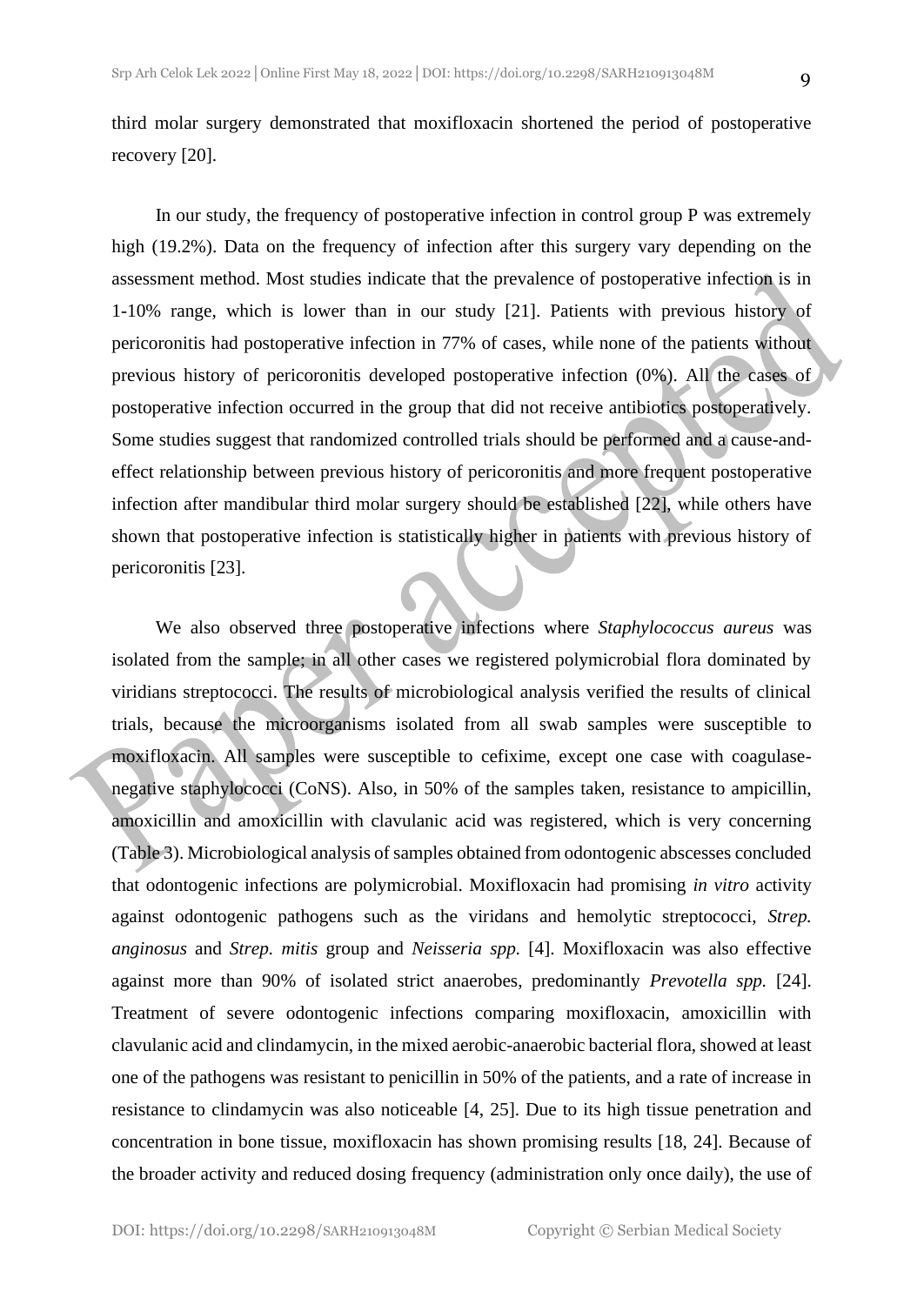third molar surgery demonstrated that moxifloxacin shortened the period of postoperative recovery [20].

In our study, the frequency of postoperative infection in control group P was extremely high (19.2%). Data on the frequency of infection after this surgery vary depending on the assessment method. Most studies indicate that the prevalence of postoperative infection is in 1-10% range, which is lower than in our study [21]. Patients with previous history of pericoronitis had postoperative infection in 77% of cases, while none of the patients without previous history of pericoronitis developed postoperative infection (0%). All the cases of postoperative infection occurred in the group that did not receive antibiotics postoperatively. Some studies suggest that randomized controlled trials should be performed and a cause-and-effect relationship between previous history of pericoronitis and more frequent postoperative infection after mandibular third molar surgery should be established [22], while others have shown that postoperative infection is statistically higher in patients with previous history of pericoronitis [23].

We also observed three postoperative infections where *Staphylococcus aureus* was isolated from the sample; in all other cases we registered polymicrobial flora dominated by viridians streptococci. The results of microbiological analysis verified the results of clinical trials, because the microorganisms isolated from all swab samples were susceptible to moxifloxacin. All samples were susceptible to cefixime, except one case with coagulase-negative staphylococci (CoNS). Also, in 50% of the samples taken, resistance to ampicillin, amoxicillin and amoxicillin with clavulanic acid was registered, which is very concerning (Table 3). Microbiological analysis of samples obtained from odontogenic abscesses concluded that odontogenic infections are polymicrobial. Moxifloxacin had promising *in vitro* activity against odontogenic pathogens such as the viridans and hemolytic streptococci, *Strep. anginosus* and *Strep. mitis* group and *Neisseria spp.* [4]. Moxifloxacin was also effective against more than 90% of isolated strict anaerobes, predominantly *Prevotella spp.* [24]. Treatment of severe odontogenic infections comparing moxifloxacin, amoxicillin with clavulanic acid and clindamycin, in the mixed aerobic-anaerobic bacterial flora, showed at least one of the pathogens was resistant to penicillin in 50% of the patients, and a rate of increase in resistance to clindamycin was also noticeable [4, 25]. Due to its high tissue penetration and concentration in bone tissue, moxifloxacin has shown promising results [18, 24]. Because of the broader activity and reduced dosing frequency (administration only once daily), the use of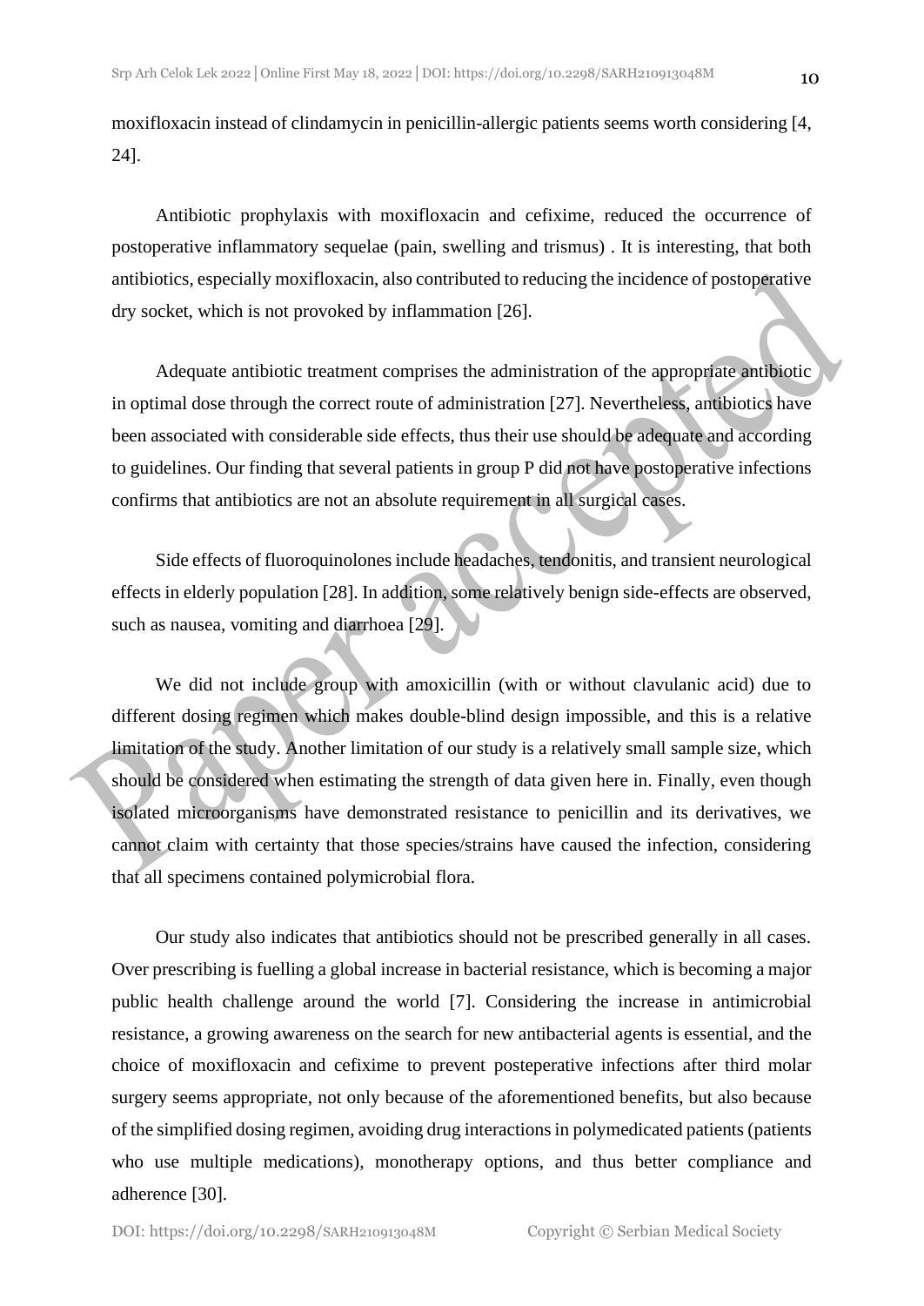moxifloxacin instead of clindamycin in penicillin-allergic patients seems worth considering [4, 24].

Antibiotic prophylaxis with moxifloxacin and cefixime, reduced the occurrence of postoperative inflammatory sequelae (pain, swelling and trismus) . It is interesting, that both antibiotics, especially moxifloxacin, also contributed to reducing the incidence of postoperative dry socket, which is not provoked by inflammation [26].

Adequate antibiotic treatment comprises the administration of the appropriate antibiotic in optimal dose through the correct route of administration [27]. Nevertheless, antibiotics have been associated with considerable side effects, thus their use should be adequate and according to guidelines. Our finding that several patients in group P did not have postoperative infections confirms that antibiotics are not an absolute requirement in all surgical cases.

Side effects of fluoroquinolones include headaches, tendonitis, and transient neurological effects in elderly population [28]. In addition, some relatively benign side-effects are observed, such as nausea, vomiting and diarrhoea [29].

We did not include group with amoxicillin (with or without clavulanic acid) due to different dosing regimen which makes double-blind design impossible, and this is a relative limitation of the study. Another limitation of our study is a relatively small sample size, which should be considered when estimating the strength of data given here in. Finally, even though isolated microorganisms have demonstrated resistance to penicillin and its derivatives, we cannot claim with certainty that those species/strains have caused the infection, considering that all specimens contained polymicrobial flora.

Our study also indicates that antibiotics should not be prescribed generally in all cases. Over prescribing is fuelling a global increase in bacterial resistance, which is becoming a major public health challenge around the world [7]. Considering the increase in antimicrobial resistance, a growing awareness on the search for new antibacterial agents is essential, and the choice of moxifloxacin and cefixime to prevent posteperative infections after third molar surgery seems appropriate, not only because of the aforementioned benefits, but also because of the simplified dosing regimen, avoiding drug interactions in polymedicated patients (patients who use multiple medications), monotherapy options, and thus better compliance and adherence [30].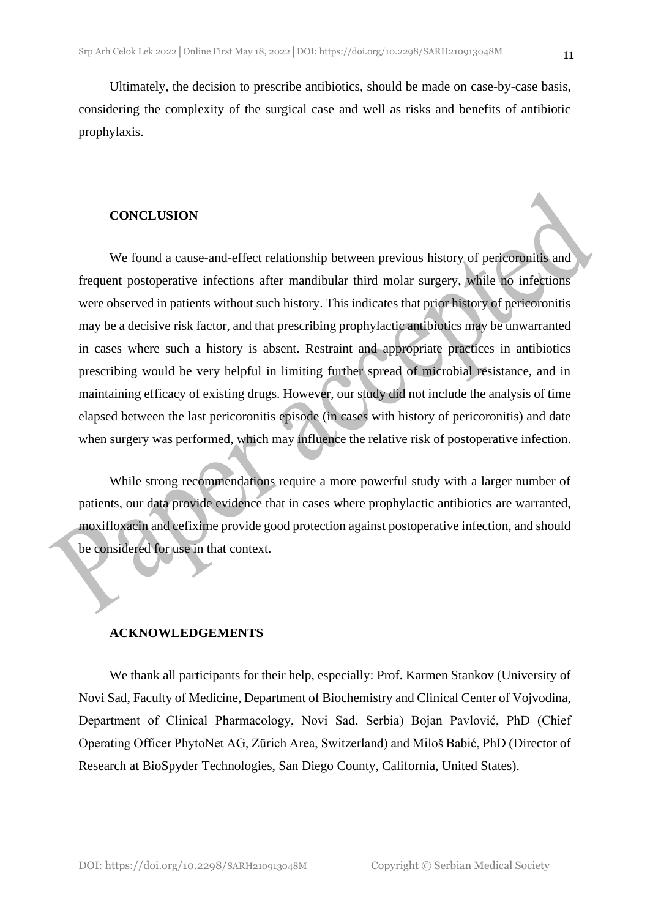Ultimately, the decision to prescribe antibiotics, should be made on case-by-case basis, considering the complexity of the surgical case and well as risks and benefits of antibiotic prophylaxis.

## CONCLUSION

We found a cause-and-effect relationship between previous history of pericoronitis and frequent postoperative infections after mandibular third molar surgery, while no infections were observed in patients without such history. This indicates that prior history of pericoronitis may be a decisive risk factor, and that prescribing prophylactic antibiotics may be unwarranted in cases where such a history is absent. Restraint and appropriate practices in antibiotics prescribing would be very helpful in limiting further spread of microbial resistance, and in maintaining efficacy of existing drugs. However, our study did not include the analysis of time elapsed between the last pericoronitis episode (in cases with history of pericoronitis) and date when surgery was performed, which may influence the relative risk of postoperative infection.

While strong recommendations require a more powerful study with a larger number of patients, our data provide evidence that in cases where prophylactic antibiotics are warranted, moxifloxacin and cefixime provide good protection against postoperative infection, and should be considered for use in that context.

## ACKNOWLEDGEMENTS

We thank all participants for their help, especially: Prof. Karmen Stankov (University of Novi Sad, Faculty of Medicine, Department of Biochemistry and Clinical Center of Vojvodina, Department of Clinical Pharmacology, Novi Sad, Serbia) Bojan Pavlović, PhD (Chief Operating Officer PhytoNet AG, Zürich Area, Switzerland) and Miloš Babić, PhD (Director of Research at BioSpyder Technologies, San Diego County, California, United States).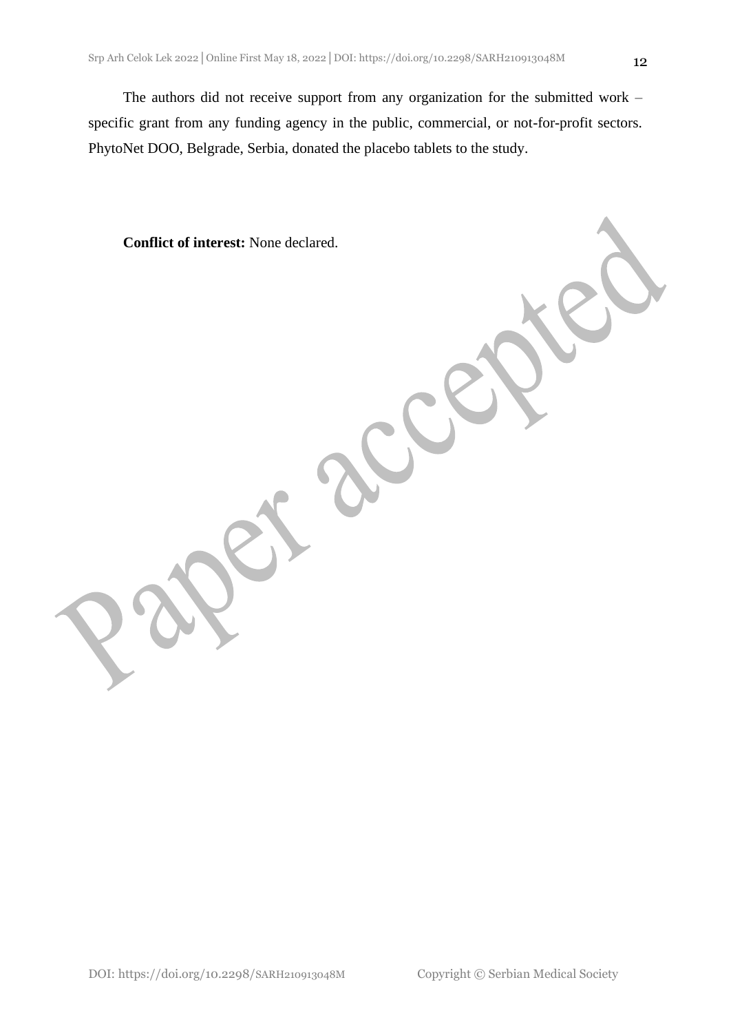The authors did not receive support from any organization for the submitted work – specific grant from any funding agency in the public, commercial, or not-for-profit sectors. PhytoNet DOO, Belgrade, Serbia, donated the placebo tablets to the study.

**Conflict of interest:** None declared.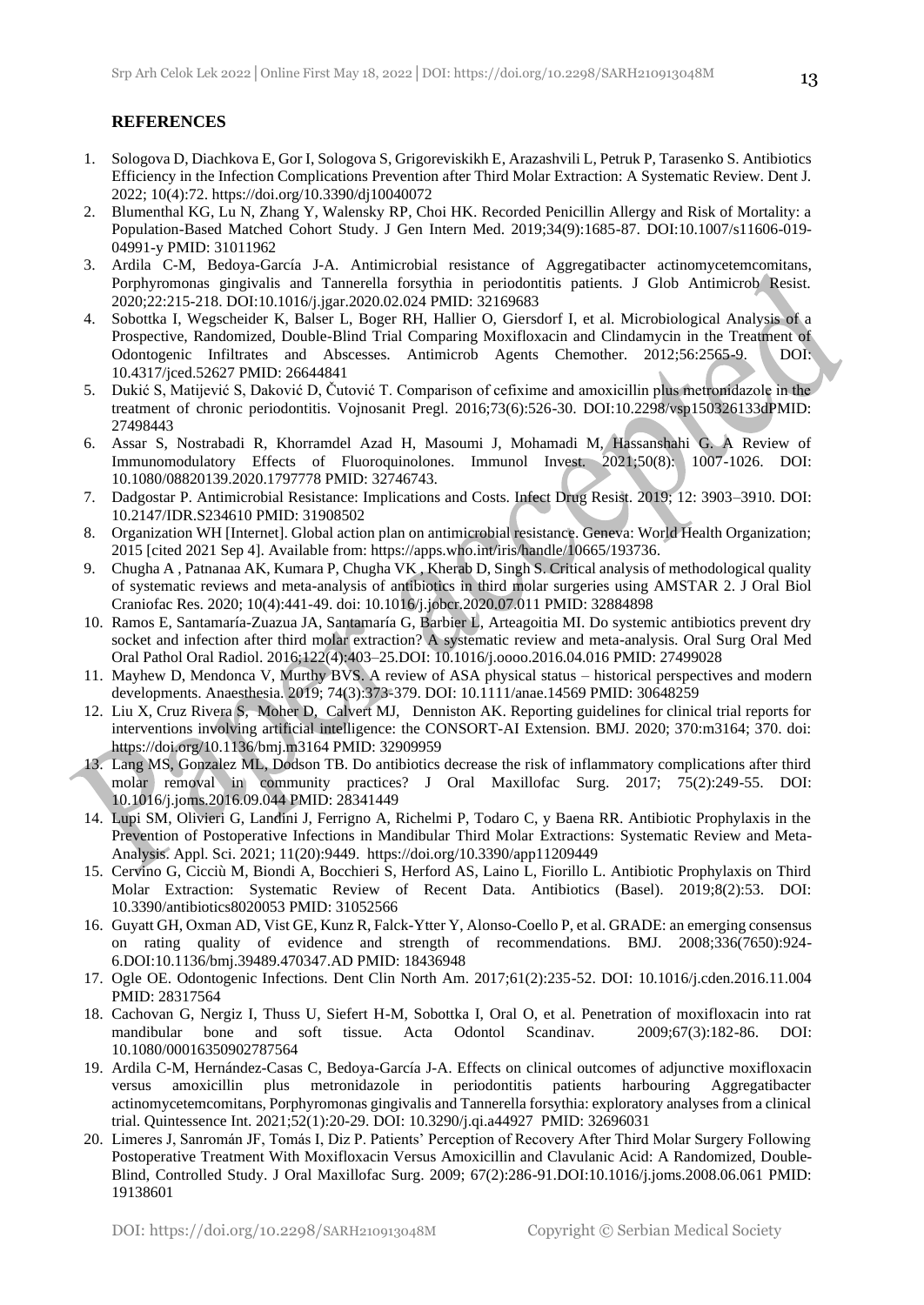## REFERENCES

1. Sologova D, Diachkova E, Gor I, Sologova S, Grigoreviskikh E, Arazashvili L, Petruk P, Tarasenko S. Antibiotics Efficiency in the Infection Complications Prevention after Third Molar Extraction: A Systematic Review. Dent J. 2022; 10(4):72. https://doi.org/10.3390/dj10040072
2. Blumenthal KG, Lu N, Zhang Y, Walensky RP, Choi HK. Recorded Penicillin Allergy and Risk of Mortality: a Population-Based Matched Cohort Study. J Gen Intern Med. 2019;34(9):1685-87. DOI:10.1007/s11606-019-04991-y PMID: 31011962
3. Ardila C-M, Bedoya-García J-A. Antimicrobial resistance of Aggregatibacter actinomycetemcomitans, Porphyromonas gingivalis and Tannerella forsythia in periodontitis patients. J Glob Antimicrob Resist. 2020;22:215-218. DOI:10.1016/j.jgar.2020.02.024 PMID: 32169683
4. Sobottka I, Wegscheider K, Balser L, Boger RH, Hallier O, Giersdorf I, et al. Microbiological Analysis of a Prospective, Randomized, Double-Blind Trial Comparing Moxifloxacin and Clindamycin in the Treatment of Odontogenic Infiltrates and Abscesses. Antimicrob Agents Chemother. 2012;56:2565-9. DOI: 10.4317/jced.52627 PMID: 26644841
5. Dukić S, Matijević S, Daković D, Čutović T. Comparison of cefixime and amoxicillin plus metronidazole in the treatment of chronic periodontitis. Vojnosanit Pregl. 2016;73(6):526-30. DOI:10.2298/vsp150326133dPMID: 27498443
6. Assar S, Nostrabadi R, Khorramdel Azad H, Masoumi J, Mohamadi M, Hassanshahi G. A Review of Immunomodulatory Effects of Fluoroquinolones. Immunol Invest. 2021;50(8): 1007-1026. DOI: 10.1080/08820139.2020.1797778 PMID: 32746743.
7. Dadgostar P. Antimicrobial Resistance: Implications and Costs. Infect Drug Resist. 2019; 12: 3903–3910. DOI: 10.2147/IDR.S234610 PMID: 31908502
8. Organization WH [Internet]. Global action plan on antimicrobial resistance. Geneva: World Health Organization; 2015 [cited 2021 Sep 4]. Available from: https://apps.who.int/iris/handle/10665/193736.
9. Chugha A , Patnanaa AK, Kumara P, Chugha VK , Kherab D, Singh S. Critical analysis of methodological quality of systematic reviews and meta-analysis of antibiotics in third molar surgeries using AMSTAR 2. J Oral Biol Craniofac Res. 2020; 10(4):441-49. doi: 10.1016/j.jobcr.2020.07.011 PMID: 32884898
10. Ramos E, Santamaría-Zuazua JA, Santamaría G, Barbier L, Arteagoitia MI. Do systemic antibiotics prevent dry socket and infection after third molar extraction? A systematic review and meta-analysis. Oral Surg Oral Med Oral Pathol Oral Radiol. 2016;122(4):403–25.DOI: 10.1016/j.oooo.2016.04.016 PMID: 27499028
11. Mayhew D, Mendonca V, Murthy BVS. A review of ASA physical status – historical perspectives and modern developments. Anaesthesia. 2019; 74(3):373-379. DOI: 10.1111/anae.14569 PMID: 30648259
12. Liu X, Cruz Rivera S, Moher D, Calvert MJ, Denniston AK. Reporting guidelines for clinical trial reports for interventions involving artificial intelligence: the CONSORT-AI Extension. BMJ. 2020; 370:m3164; 370. doi: https://doi.org/10.1136/bmj.m3164 PMID: 32909959
13. Lang MS, Gonzalez ML, Dodson TB. Do antibiotics decrease the risk of inflammatory complications after third molar removal in community practices? J Oral Maxillofac Surg. 2017; 75(2):249-55. DOI: 10.1016/j.joms.2016.09.044 PMID: 28341449
14. Lupi SM, Olivieri G, Landini J, Ferrigno A, Richelmi P, Todaro C, y Baena RR. Antibiotic Prophylaxis in the Prevention of Postoperative Infections in Mandibular Third Molar Extractions: Systematic Review and Meta-Analysis. Appl. Sci. 2021; 11(20):9449. https://doi.org/10.3390/app11209449
15. Cervino G, Cicciù M, Biondi A, Bocchieri S, Herford AS, Laino L, Fiorillo L. Antibiotic Prophylaxis on Third Molar Extraction: Systematic Review of Recent Data. Antibiotics (Basel). 2019;8(2):53. DOI: 10.3390/antibiotics8020053 PMID: 31052566
16. Guyatt GH, Oxman AD, Vist GE, Kunz R, Falck-Ytter Y, Alonso-Coello P, et al. GRADE: an emerging consensus on rating quality of evidence and strength of recommendations. BMJ. 2008;336(7650):924-6.DOI:10.1136/bmj.39489.470347.AD PMID: 18436948
17. Ogle OE. Odontogenic Infections. Dent Clin North Am. 2017;61(2):235-52. DOI: 10.1016/j.cden.2016.11.004 PMID: 28317564
18. Cachovan G, Nergiz I, Thuss U, Siefert H-M, Sobottka I, Oral O, et al. Penetration of moxifloxacin into rat mandibular bone and soft tissue. Acta Odontol Scandinav. 2009;67(3):182-86. DOI: 10.1080/00016350902787564
19. Ardila C-M, Hernández-Casas C, Bedoya-García J-A. Effects on clinical outcomes of adjunctive moxifloxacin versus amoxicillin plus metronidazole in periodontitis patients harbouring Aggregatibacter actinomycetemcomitans, Porphyromonas gingivalis and Tannerella forsythia: exploratory analyses from a clinical trial. Quintessence Int. 2021;52(1):20-29. DOI: 10.3290/j.qi.a44927 PMID: 32696031
20. Limeres J, Sanromán JF, Tomás I, Diz P. Patients' Perception of Recovery After Third Molar Surgery Following Postoperative Treatment With Moxifloxacin Versus Amoxicillin and Clavulanic Acid: A Randomized, Double-Blind, Controlled Study. J Oral Maxillofac Surg. 2009; 67(2):286-91.DOI:10.1016/j.joms.2008.06.061 PMID: 19138601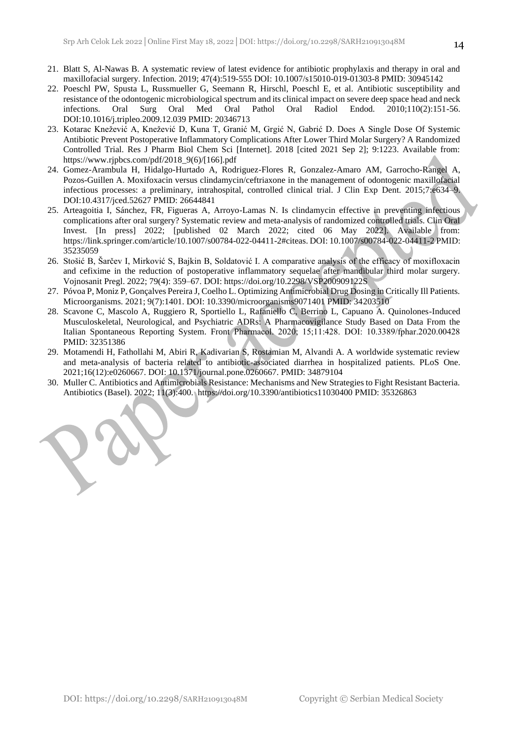21. Blatt S, Al-Nawas B. A systematic review of latest evidence for antibiotic prophylaxis and therapy in oral and maxillofacial surgery. Infection. 2019; 47(4):519-555 DOI: 10.1007/s15010-019-01303-8 PMID: 30945142
22. Poeschl PW, Spusta L, Russmueller G, Seemann R, Hirschl, Poeschl E, et al. Antibiotic susceptibility and resistance of the odontogenic microbiological spectrum and its clinical impact on severe deep space head and neck infections. Oral Surg Oral Med Oral Pathol Oral Radiol Endod. 2010;110(2):151-56. DOI:10.1016/j.tripleo.2009.12.039 PMID: 20346713
23. Kotarac Knežević A, Knežević D, Kuna T, Granić M, Grgić N, Gabrić D. Does A Single Dose Of Systemic Antibiotic Prevent Postoperative Inflammatory Complications After Lower Third Molar Surgery? A Randomized Controlled Trial. Res J Pharm Biol Chem Sci [Internet]. 2018 [cited 2021 Sep 2]; 9:1223. Available from: https://www.rjpbcs.com/pdf/2018_9(6)/[166].pdf
24. Gomez-Arambula H, Hidalgo-Hurtado A, Rodriguez-Flores R, Gonzalez-Amaro AM, Garrocho-Rangel A, Pozos-Guillen A. Moxifoxacin versus clindamycin/ceftriaxone in the management of odontogenic maxillofacial infectious processes: a preliminary, intrahospital, controlled clinical trial. J Clin Exp Dent. 2015;7:e634–9. DOI:10.4317/jced.52627 PMID: 26644841
25. Arteagoitia I, Sánchez, FR, Figueras A, Arroyo-Lamas N. Is clindamycin effective in preventing infectious complications after oral surgery? Systematic review and meta-analysis of randomized controlled trials. Clin Oral Invest. [In press] 2022; [published 02 March 2022; cited 06 May 2022]. Available from: https://link.springer.com/article/10.1007/s00784-022-04411-2#citeas. DOI: 10.1007/s00784-022-04411-2 PMID: 35235059
26. Stošić B, Šarčev I, Mirković S, Bajkin B, Soldatović I. A comparative analysis of the efficacy of moxifloxacin and cefixime in the reduction of postoperative inflammatory sequelae after mandibular third molar surgery. Vojnosanit Pregl. 2022; 79(4): 359–67. DOI: https://doi.org/10.2298/VSP200909122S
27. Póvoa P, Moniz P, Gonçalves Pereira J, Coelho L. Optimizing Antimicrobial Drug Dosing in Critically Ill Patients. Microorganisms. 2021; 9(7):1401. DOI: 10.3390/microorganisms9071401 PMID: 34203510
28. Scavone C, Mascolo A, Ruggiero R, Sportiello L, Rafaniello C, Berrino L, Capuano A. Quinolones-Induced Musculoskeletal, Neurological, and Psychiatric ADRs: A Pharmacovigilance Study Based on Data From the Italian Spontaneous Reporting System. Front Pharmacol. 2020; 15;11:428. DOI: 10.3389/fphar.2020.00428 PMID: 32351386
29. Motamendi H, Fathollahi M, Abiri R, Kadivarian S, Rostamian M, Alvandi A. A worldwide systematic review and meta-analysis of bacteria related to antibiotic-associated diarrhea in hospitalized patients. PLoS One. 2021;16(12):e0260667. DOI: 10.1371/journal.pone.0260667. PMID: 34879104
30. Muller C. Antibiotics and Antimicrobials Resistance: Mechanisms and New Strategies to Fight Resistant Bacteria. Antibiotics (Basel). 2022; 11(3):400. https://doi.org/10.3390/antibiotics11030400 PMID: 35326863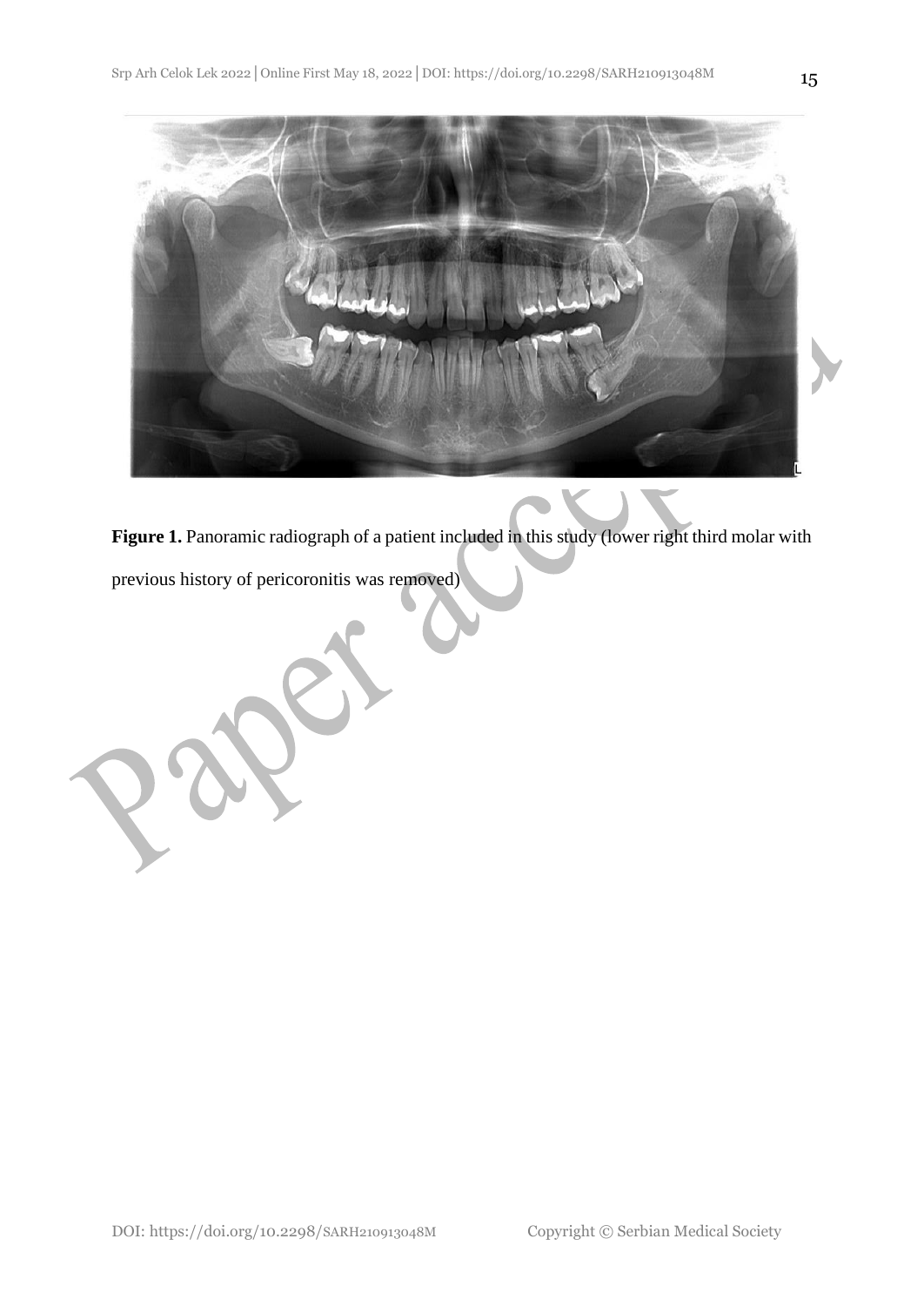**Figure 1.** Panoramic radiograph of a patient included in this study (lower right third molar with previous history of pericoronitis was removed)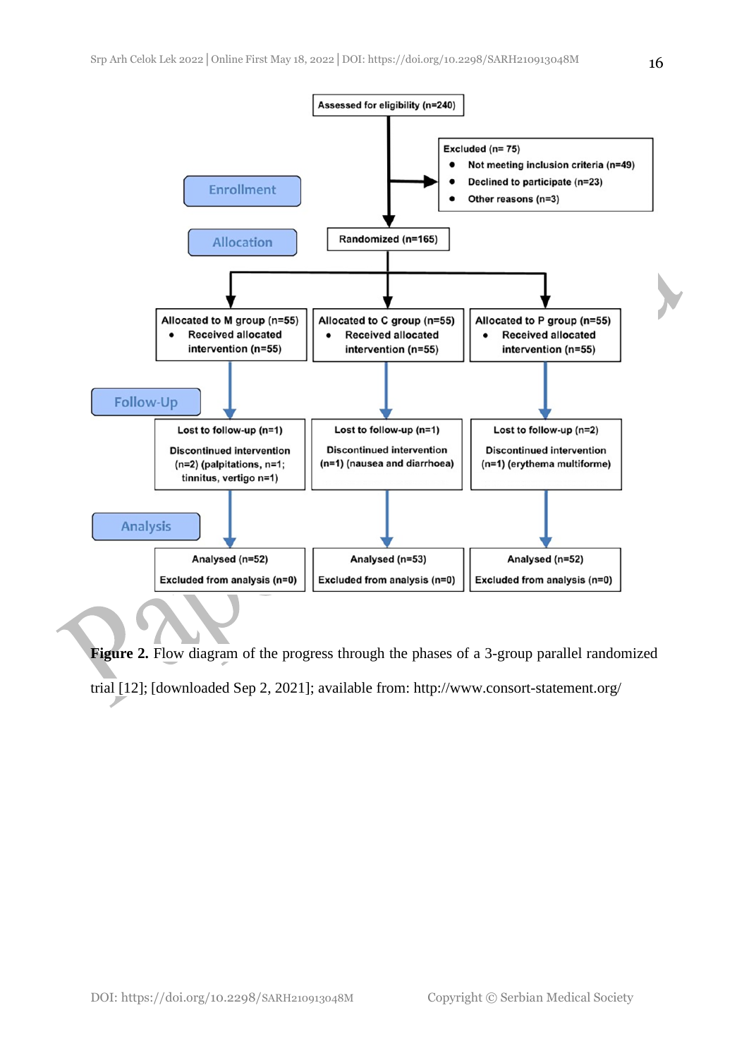Assessed for eligibility (n=240)

Excluded (n= 75)

- Not meeting inclusion criteria (n=49)
- Declined to participate (n=23)
- Other reasons (n=3)

**Enrollment**

**Allocation**

Randomized (n=165)

| Allocated to M group (n=55) | Allocated to C group (n=55) | Allocated to P group (n=55) |
|---|---|---|
| • Received allocated intervention (n=55) | • Received allocated intervention (n=55) | • Received allocated intervention (n=55) |

**Follow-Up**

| Lost to follow-up (n=1) | Lost to follow-up (n=1) | Lost to follow-up (n=2) |
|---|---|---|
| Discontinued intervention (n=2) (palpitations, n=1; tinnitus, vertigo n=1) | Discontinued intervention (n=1) (nausea and diarrhoea) | Discontinued intervention (n=1) (erythema multiforme) |

**Analysis**

| Analysed (n=52) | Analysed (n=53) | Analysed (n=52) |
|---|---|---|
| Excluded from analysis (n=0) | Excluded from analysis (n=0) | Excluded from analysis (n=0) |

**Figure 2.** Flow diagram of the progress through the phases of a 3-group parallel randomized trial [12]; [downloaded Sep 2, 2021]; available from: http://www.consort-statement.org/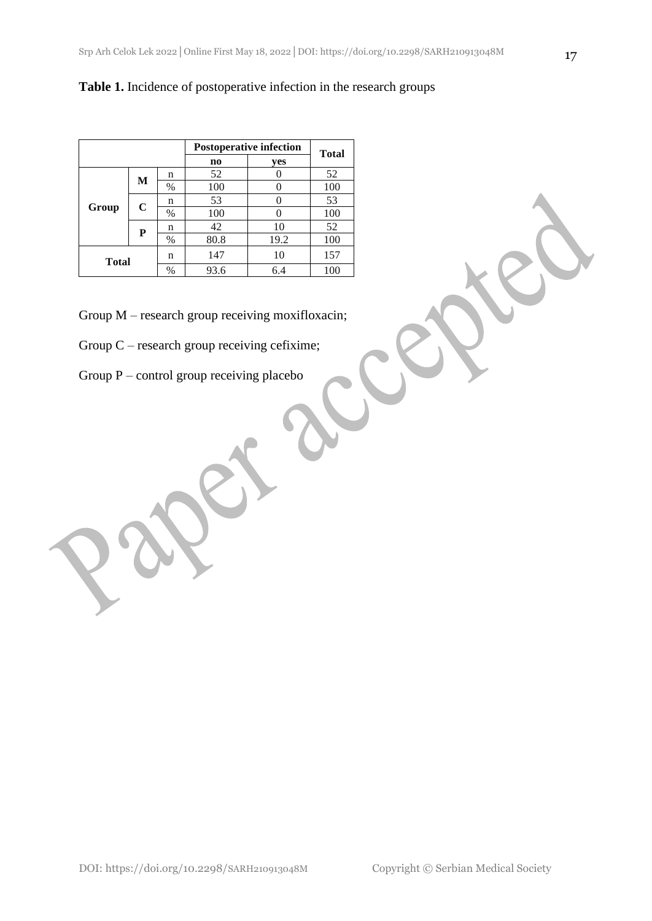**Table 1.** Incidence of postoperative infection in the research groups

| | | | Postoperative infection | | Total |
|---|---|---|---|---|---|
| | | | no | yes | |
| Group | M | n | 52 | 0 | 52 |
| | | % | 100 | 0 | 100 |
| | C | n | 53 | 0 | 53 |
| | | % | 100 | 0 | 100 |
| | P | n | 42 | 10 | 52 |
| | | % | 80.8 | 19.2 | 100 |
| Total | | n | 147 | 10 | 157 |
| | | % | 93.6 | 6.4 | 100 |

Group M – research group receiving moxifloxacin;

Group C – research group receiving cefixime;

Group P – control group receiving placebo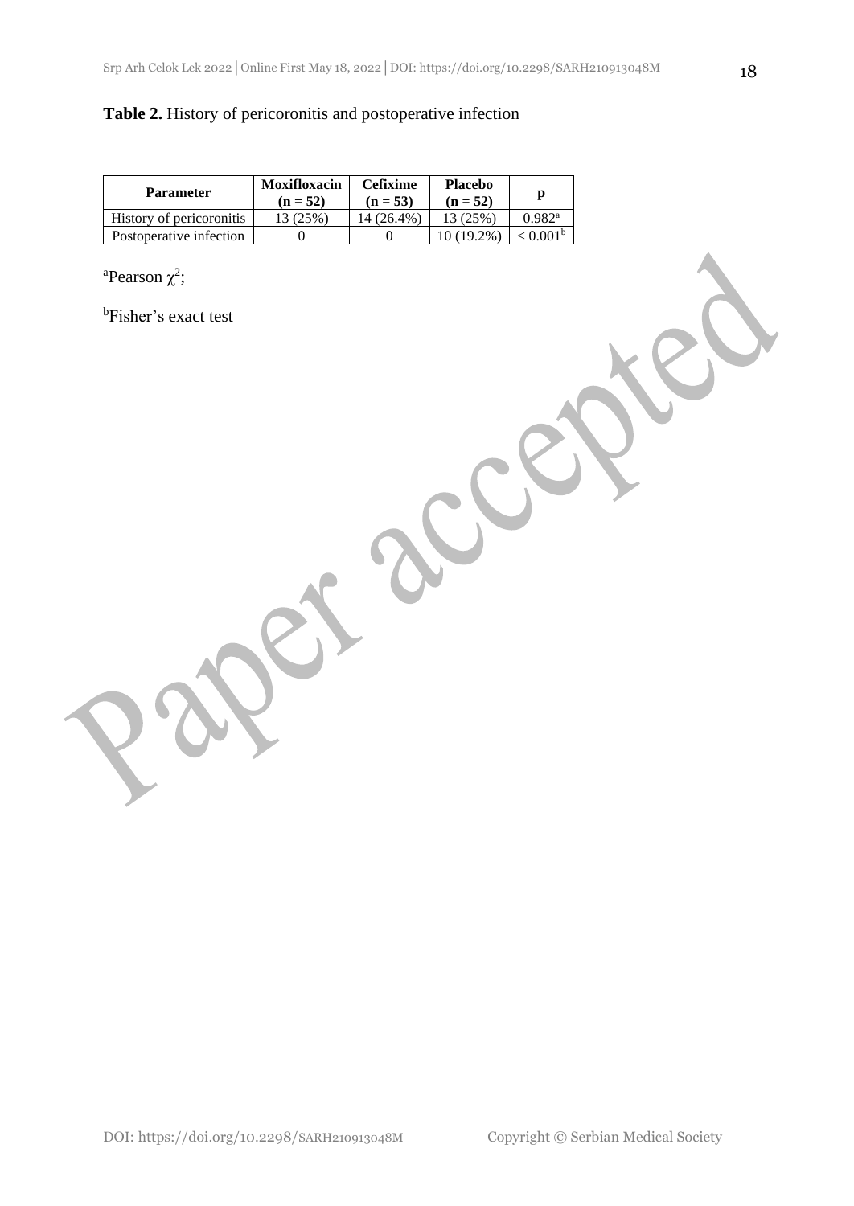**Table 2.** History of pericoronitis and postoperative infection

| Parameter | Moxifloxacin (n = 52) | Cefixime (n = 53) | Placebo (n = 52) | p |
|---|---|---|---|---|
| History of pericoronitis | 13 (25%) | 14 (26.4%) | 13 (25%) | 0.982[a] |
| Postoperative infection | 0 | 0 | 10 (19.2%) | < 0.001[b] |

[a]Pearson $\chi^2$;

[b]Fisher's exact test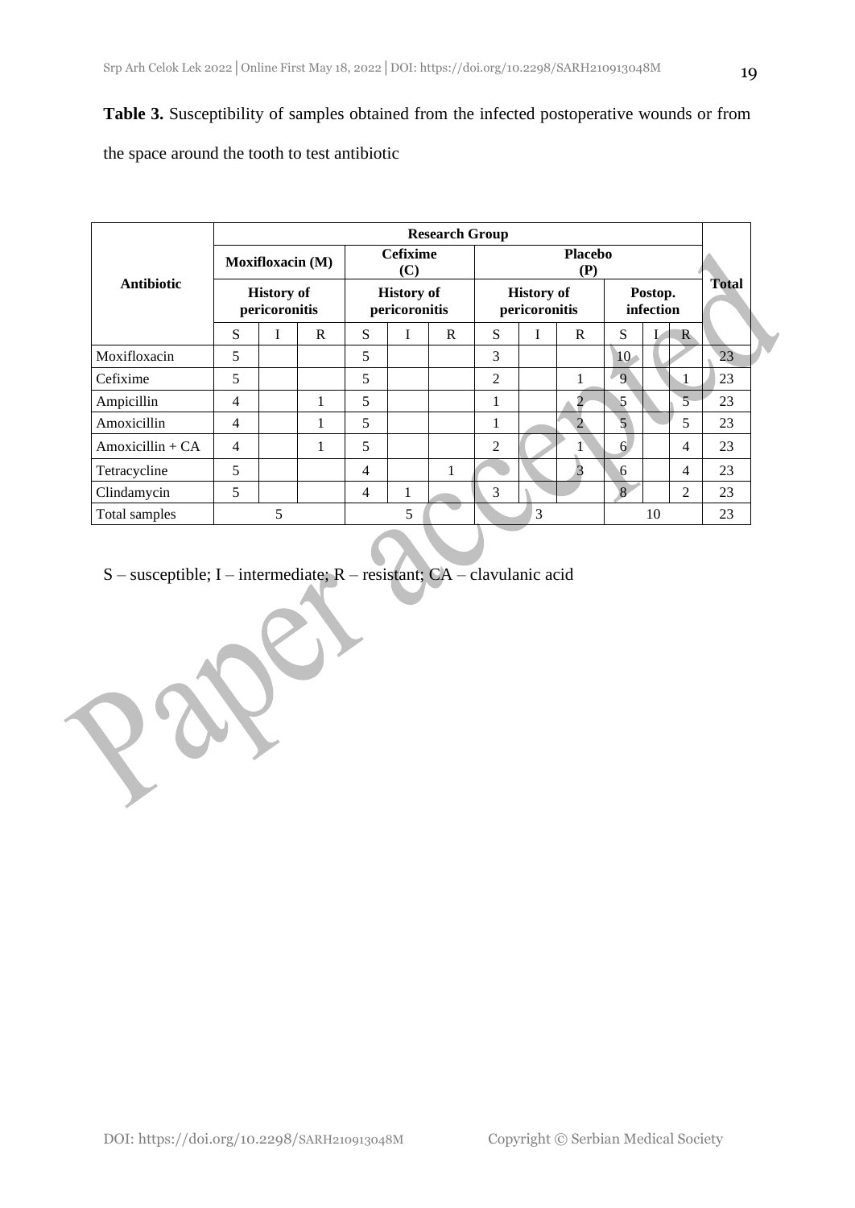**Table 3.** Susceptibility of samples obtained from the infected postoperative wounds or from the space around the tooth to test antibiotic

| Antibiotic | Research Group | | | | | | | | | | | | Total |
|---|---|---|---|---|---|---|---|---|---|---|---|---|---|
| | Moxifloxacin (M) | | | Cefixime (C) | | | Placebo (P) | | | | | | |
| | History of pericoronitis | | | History of pericoronitis | | | History of pericoronitis | | | Postop. infection | | | |
| | S | I | R | S | I | R | S | I | R | S | I | R | |
| Moxifloxacin | 5 | | | 5 | | | 3 | | | 10 | | | 23 |
| Cefixime | 5 | | | 5 | | | 2 | | 1 | 9 | | 1 | 23 |
| Ampicillin | 4 | | 1 | 5 | | | 1 | | 2 | 5 | | 5 | 23 |
| Amoxicillin | 4 | | 1 | 5 | | | 1 | | 2 | 5 | | 5 | 23 |
| Amoxicillin + CA | 4 | | 1 | 5 | | | 2 | | 1 | 6 | | 4 | 23 |
| Tetracycline | 5 | | | 4 | | 1 | | | 3 | 6 | | 4 | 23 |
| Clindamycin | 5 | | | 4 | 1 | | 3 | | | 8 | | 2 | 23 |
| Total samples | 5 | | | 5 | | | 3 | | | 10 | | | 23 |

S – susceptible; I – intermediate; R – resistant; CA – clavulanic acid